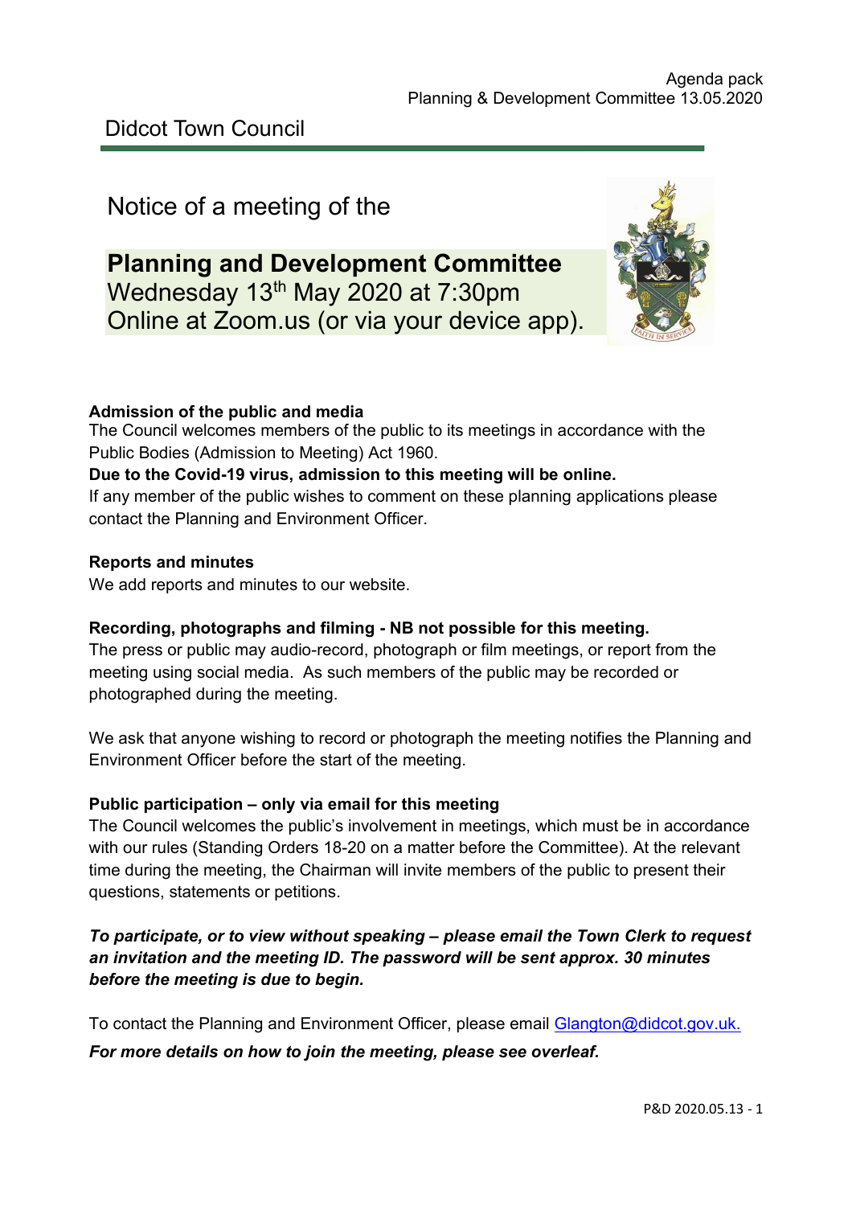Didcot Town Council

Notice of a meeting of the

# Planning and Development Committee

Wednesday 13th May 2020 at 7:30pm
Online at Zoom.us (or via your device app).

**Admission of the public and media**
The Council welcomes members of the public to its meetings in accordance with the Public Bodies (Admission to Meeting) Act 1960.
**Due to the Covid-19 virus, admission to this meeting will be online.**
If any member of the public wishes to comment on these planning applications please contact the Planning and Environment Officer.

**Reports and minutes**
We add reports and minutes to our website.

**Recording, photographs and filming - NB not possible for this meeting.**
The press or public may audio-record, photograph or film meetings, or report from the meeting using social media. As such members of the public may be recorded or photographed during the meeting.

We ask that anyone wishing to record or photograph the meeting notifies the Planning and Environment Officer before the start of the meeting.

**Public participation – only via email for this meeting**
The Council welcomes the public's involvement in meetings, which must be in accordance with our rules (Standing Orders 18-20 on a matter before the Committee). At the relevant time during the meeting, the Chairman will invite members of the public to present their questions, statements or petitions.

***To participate, or to view without speaking – please email the Town Clerk to request an invitation and the meeting ID. The password will be sent approx. 30 minutes before the meeting is due to begin.***

To contact the Planning and Environment Officer, please email Glangton@didcot.gov.uk.

***For more details on how to join the meeting, please see overleaf.***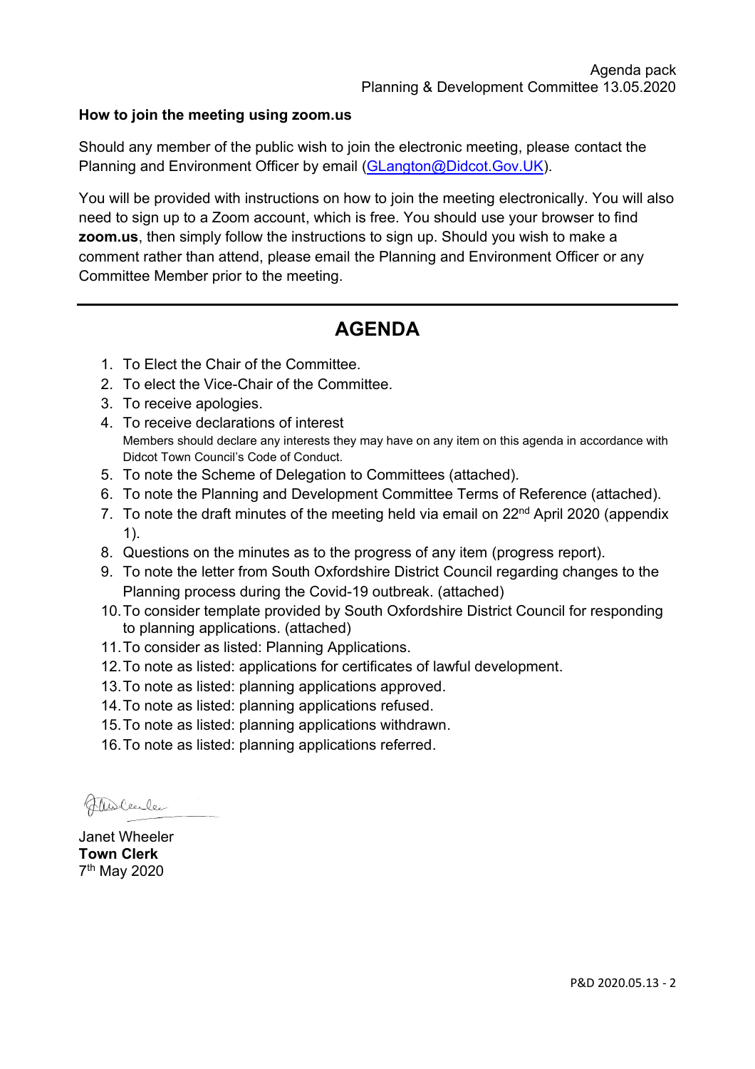**How to join the meeting using zoom.us**

Should any member of the public wish to join the electronic meeting, please contact the Planning and Environment Officer by email (GLangton@Didcot.Gov.UK).

You will be provided with instructions on how to join the meeting electronically. You will also need to sign up to a Zoom account, which is free. You should use your browser to find **zoom.us**, then simply follow the instructions to sign up. Should you wish to make a comment rather than attend, please email the Planning and Environment Officer or any Committee Member prior to the meeting.

---

# AGENDA

1. To Elect the Chair of the Committee.
2. To elect the Vice-Chair of the Committee.
3. To receive apologies.
4. To receive declarations of interest
   Members should declare any interests they may have on any item on this agenda in accordance with Didcot Town Council's Code of Conduct.
5. To note the Scheme of Delegation to Committees (attached).
6. To note the Planning and Development Committee Terms of Reference (attached).
7. To note the draft minutes of the meeting held via email on 22nd April 2020 (appendix 1).
8. Questions on the minutes as to the progress of any item (progress report).
9. To note the letter from South Oxfordshire District Council regarding changes to the Planning process during the Covid-19 outbreak. (attached)
10. To consider template provided by South Oxfordshire District Council for responding to planning applications. (attached)
11. To consider as listed: Planning Applications.
12. To note as listed: applications for certificates of lawful development.
13. To note as listed: planning applications approved.
14. To note as listed: planning applications refused.
15. To note as listed: planning applications withdrawn.
16. To note as listed: planning applications referred.

Janet Wheeler
**Town Clerk**
7th May 2020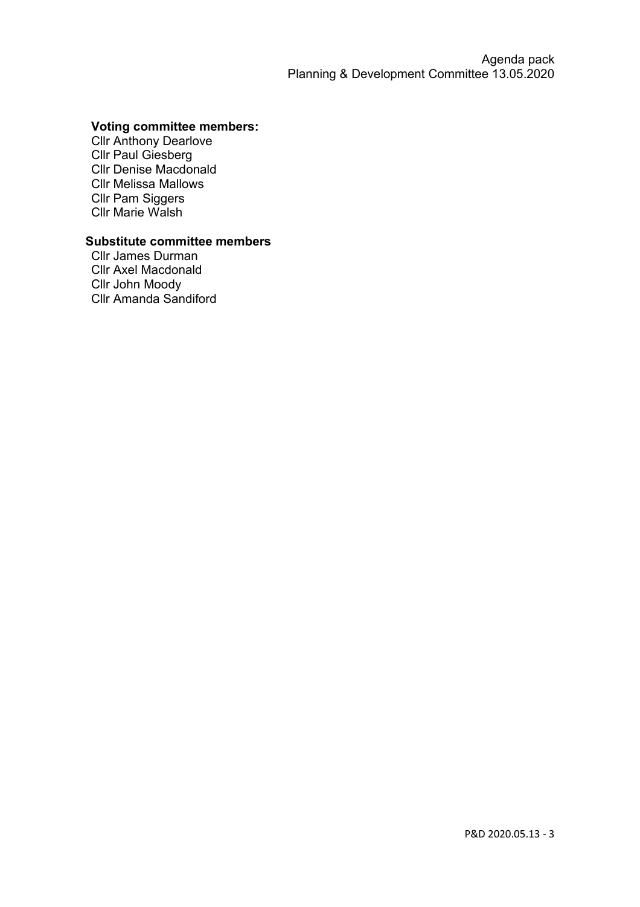**Voting committee members:**

Cllr Anthony Dearlove
Cllr Paul Giesberg
Cllr Denise Macdonald
Cllr Melissa Mallows
Cllr Pam Siggers
Cllr Marie Walsh

**Substitute committee members**

Cllr James Durman
Cllr Axel Macdonald
Cllr John Moody
Cllr Amanda Sandiford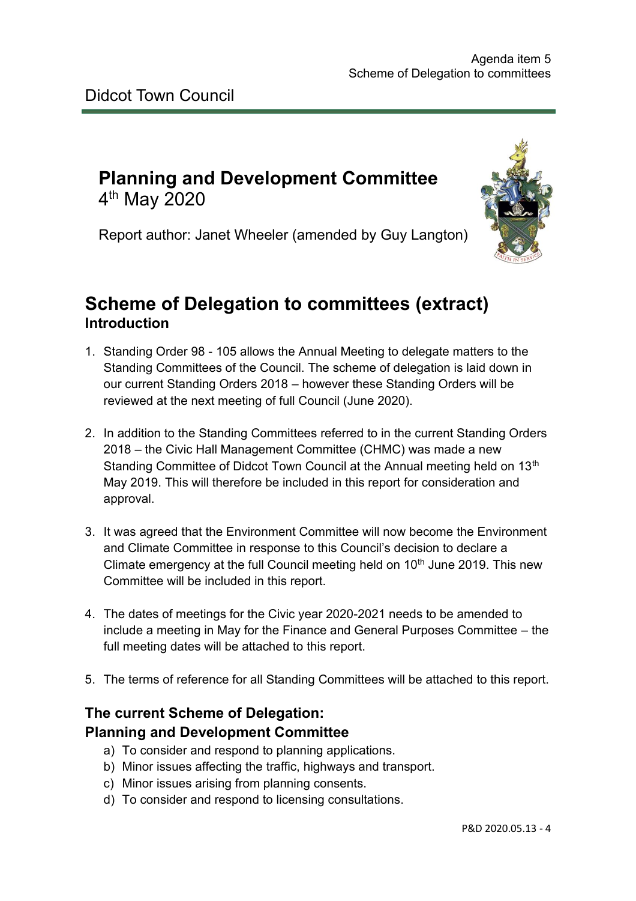Agenda item 5
Scheme of Delegation to committees

Didcot Town Council

# Planning and Development Committee

4th May 2020

Report author: Janet Wheeler (amended by Guy Langton)

# Scheme of Delegation to committees (extract)

## Introduction

1. Standing Order 98 - 105 allows the Annual Meeting to delegate matters to the Standing Committees of the Council. The scheme of delegation is laid down in our current Standing Orders 2018 – however these Standing Orders will be reviewed at the next meeting of full Council (June 2020).

2. In addition to the Standing Committees referred to in the current Standing Orders 2018 – the Civic Hall Management Committee (CHMC) was made a new Standing Committee of Didcot Town Council at the Annual meeting held on 13th May 2019. This will therefore be included in this report for consideration and approval.

3. It was agreed that the Environment Committee will now become the Environment and Climate Committee in response to this Council's decision to declare a Climate emergency at the full Council meeting held on 10th June 2019. This new Committee will be included in this report.

4. The dates of meetings for the Civic year 2020-2021 needs to be amended to include a meeting in May for the Finance and General Purposes Committee – the full meeting dates will be attached to this report.

5. The terms of reference for all Standing Committees will be attached to this report.

## The current Scheme of Delegation:

## Planning and Development Committee

a) To consider and respond to planning applications.
b) Minor issues affecting the traffic, highways and transport.
c) Minor issues arising from planning consents.
d) To consider and respond to licensing consultations.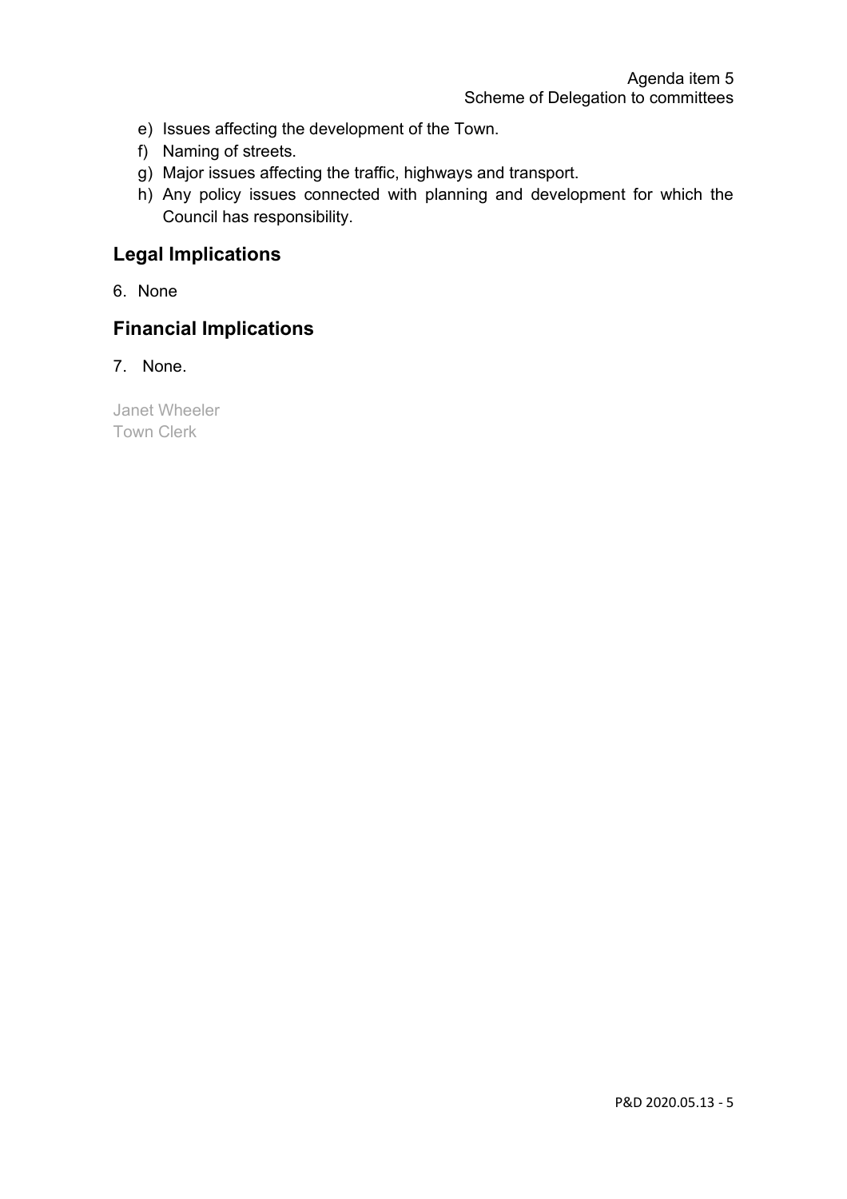e) Issues affecting the development of the Town.
f) Naming of streets.
g) Major issues affecting the traffic, highways and transport.
h) Any policy issues connected with planning and development for which the Council has responsibility.

## Legal Implications

6. None

## Financial Implications

7. None.

Janet Wheeler
Town Clerk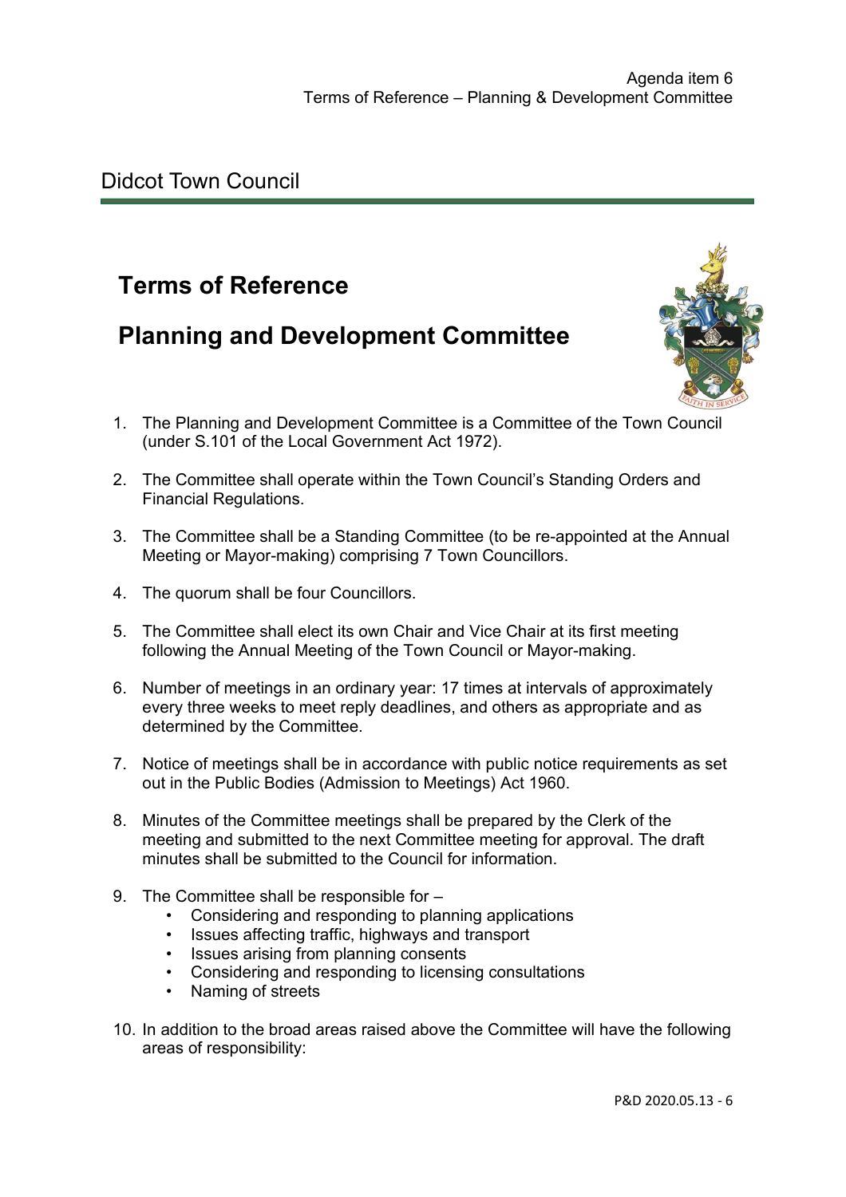Agenda item 6
Terms of Reference – Planning & Development Committee

Didcot Town Council

# Terms of Reference

# Planning and Development Committee

1. The Planning and Development Committee is a Committee of the Town Council (under S.101 of the Local Government Act 1972).

2. The Committee shall operate within the Town Council's Standing Orders and Financial Regulations.

3. The Committee shall be a Standing Committee (to be re-appointed at the Annual Meeting or Mayor-making) comprising 7 Town Councillors.

4. The quorum shall be four Councillors.

5. The Committee shall elect its own Chair and Vice Chair at its first meeting following the Annual Meeting of the Town Council or Mayor-making.

6. Number of meetings in an ordinary year: 17 times at intervals of approximately every three weeks to meet reply deadlines, and others as appropriate and as determined by the Committee.

7. Notice of meetings shall be in accordance with public notice requirements as set out in the Public Bodies (Admission to Meetings) Act 1960.

8. Minutes of the Committee meetings shall be prepared by the Clerk of the meeting and submitted to the next Committee meeting for approval. The draft minutes shall be submitted to the Council for information.

9. The Committee shall be responsible for –
   - Considering and responding to planning applications
   - Issues affecting traffic, highways and transport
   - Issues arising from planning consents
   - Considering and responding to licensing consultations
   - Naming of streets

10. In addition to the broad areas raised above the Committee will have the following areas of responsibility:

P&D 2020.05.13 - 6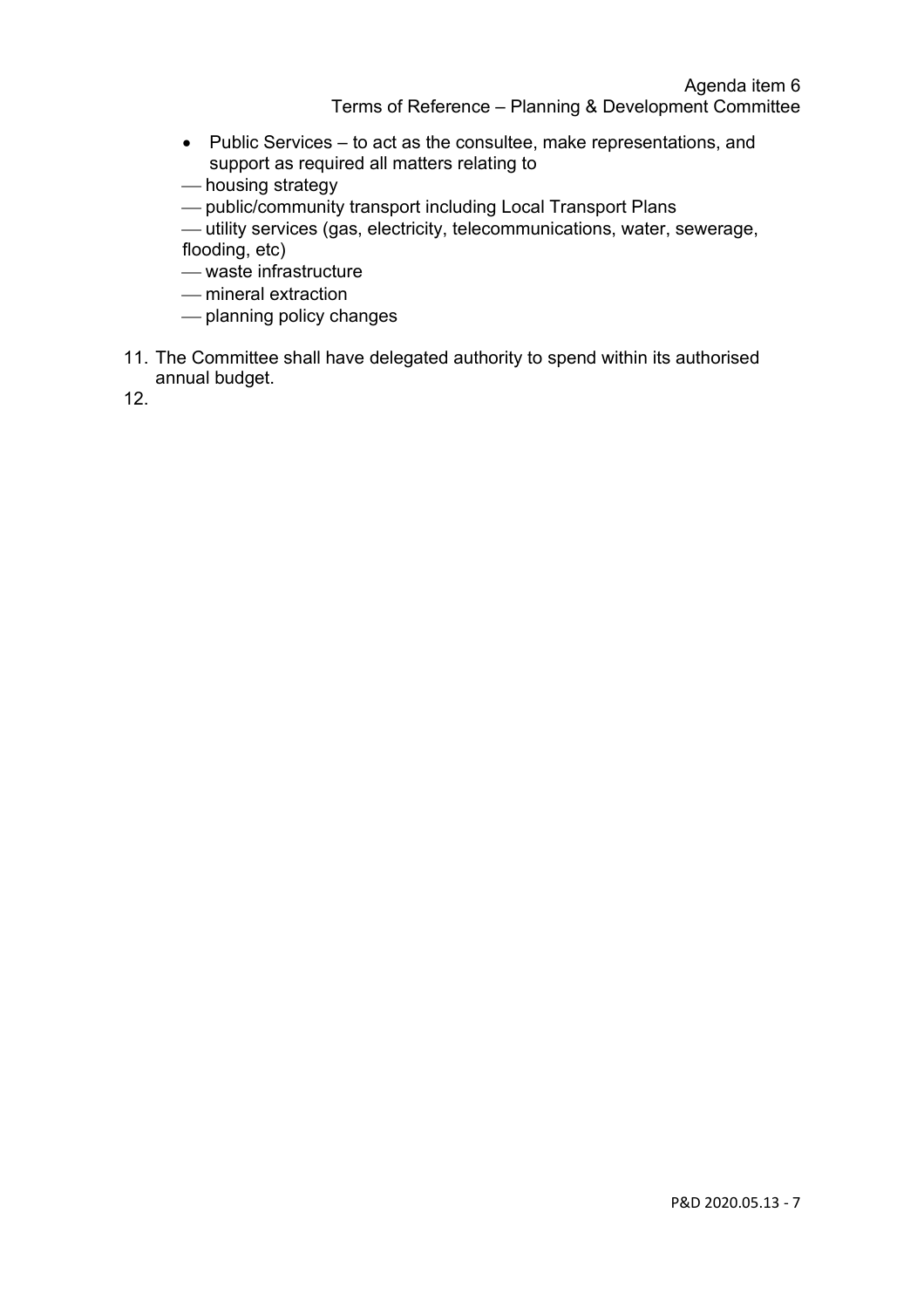- Public Services – to act as the consultee, make representations, and support as required all matters relating to
  - housing strategy
  - public/community transport including Local Transport Plans
  - utility services (gas, electricity, telecommunications, water, sewerage, flooding, etc)
  - waste infrastructure
  - mineral extraction
  - planning policy changes

11. The Committee shall have delegated authority to spend within its authorised annual budget.
12.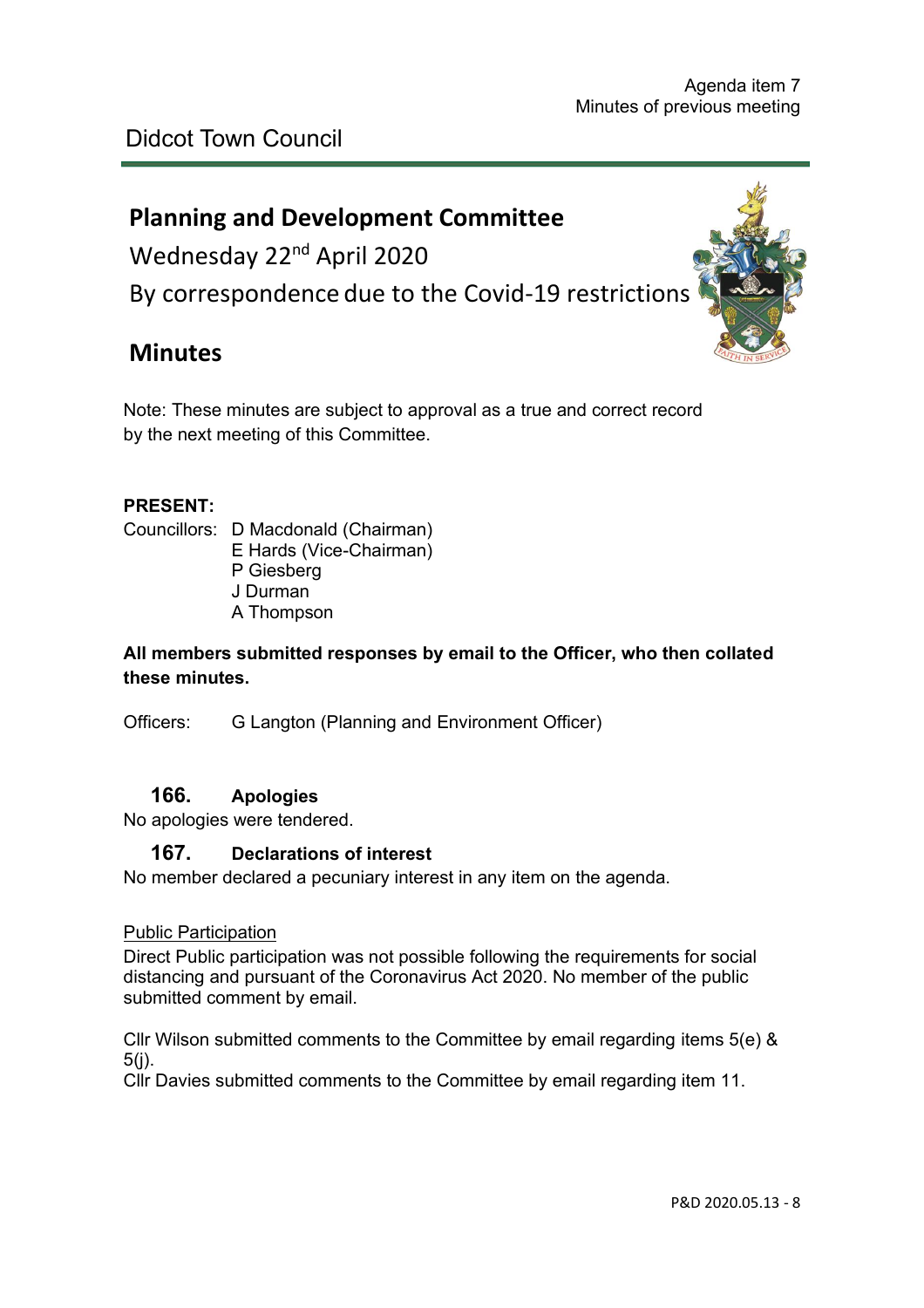Agenda item 7
Minutes of previous meeting

Didcot Town Council

# Planning and Development Committee

Wednesday 22nd April 2020

By correspondence due to the Covid-19 restrictions

# Minutes

Note: These minutes are subject to approval as a true and correct record by the next meeting of this Committee.

**PRESENT:**

Councillors: D Macdonald (Chairman)
E Hards (Vice-Chairman)
P Giesberg
J Durman
A Thompson

**All members submitted responses by email to the Officer, who then collated these minutes.**

Officers: G Langton (Planning and Environment Officer)

## 166. Apologies

No apologies were tendered.

## 167. Declarations of interest

No member declared a pecuniary interest in any item on the agenda.

Public Participation

Direct Public participation was not possible following the requirements for social distancing and pursuant of the Coronavirus Act 2020. No member of the public submitted comment by email.

Cllr Wilson submitted comments to the Committee by email regarding items 5(e) & 5(j).
Cllr Davies submitted comments to the Committee by email regarding item 11.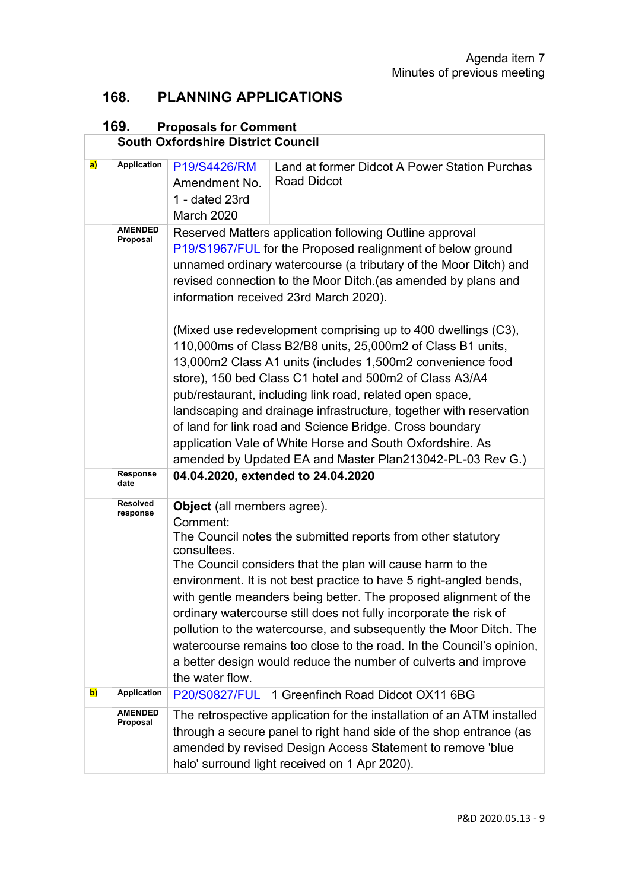## 168. PLANNING APPLICATIONS

### 169. Proposals for Comment

| | South Oxfordshire District Council | | |
|---|---|---|---|
| a) | Application | P19/S4426/RM Amendment No. 1 - dated 23rd March 2020 | Land at former Didcot A Power Station Purchas Road Didcot |
| | AMENDED Proposal | Reserved Matters application following Outline approval P19/S1967/FUL for the Proposed realignment of below ground unnamed ordinary watercourse (a tributary of the Moor Ditch) and revised connection to the Moor Ditch.(as amended by plans and information received 23rd March 2020).<br><br>(Mixed use redevelopment comprising up to 400 dwellings (C3), 110,000ms of Class B2/B8 units, 25,000m2 of Class B1 units, 13,000m2 Class A1 units (includes 1,500m2 convenience food store), 150 bed Class C1 hotel and 500m2 of Class A3/A4 pub/restaurant, including link road, related open space, landscaping and drainage infrastructure, together with reservation of land for link road and Science Bridge. Cross boundary application Vale of White Horse and South Oxfordshire. As amended by Updated EA and Master Plan213042-PL-03 Rev G.) | |
| | Response date | **04.04.2020, extended to 24.04.2020** | |
| | Resolved response | **Object** (all members agree).<br>Comment:<br>The Council notes the submitted reports from other statutory consultees.<br>The Council considers that the plan will cause harm to the environment. It is not best practice to have 5 right-angled bends, with gentle meanders being better. The proposed alignment of the ordinary watercourse still does not fully incorporate the risk of pollution to the watercourse, and subsequently the Moor Ditch. The watercourse remains too close to the road. In the Council's opinion, a better design would reduce the number of culverts and improve the water flow. | |
| b) | Application | P20/S0827/FUL | 1 Greenfinch Road Didcot OX11 6BG |
| | AMENDED Proposal | The retrospective application for the installation of an ATM installed through a secure panel to right hand side of the shop entrance (as amended by revised Design Access Statement to remove 'blue halo' surround light received on 1 Apr 2020). | |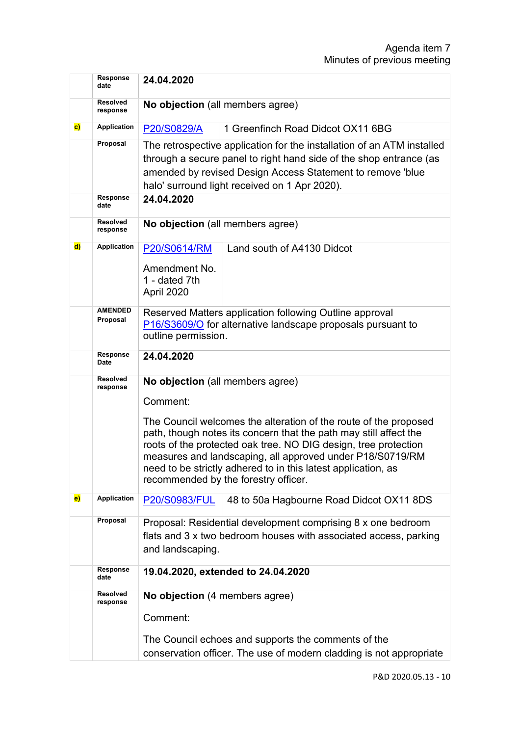| | | | |
|---|---|---|---|
| | Response date | **24.04.2020** | |
| | Resolved response | **No objection** (all members agree) | |
| **c)** | Application | P20/S0829/A | 1 Greenfinch Road Didcot OX11 6BG |
| | Proposal | The retrospective application for the installation of an ATM installed through a secure panel to right hand side of the shop entrance (as amended by revised Design Access Statement to remove 'blue halo' surround light received on 1 Apr 2020). | |
| | Response date | **24.04.2020** | |
| | Resolved response | **No objection** (all members agree) | |
| **d)** | Application | P20/S0614/RM<br><br>Amendment No. 1 - dated 7th April 2020 | Land south of A4130 Didcot |
| | AMENDED Proposal | Reserved Matters application following Outline approval P16/S3609/O for alternative landscape proposals pursuant to outline permission. | |
| | Response Date | **24.04.2020** | |
| | Resolved response | **No objection** (all members agree)<br><br>Comment:<br><br>The Council welcomes the alteration of the route of the proposed path, though notes its concern that the path may still affect the roots of the protected oak tree. NO DIG design, tree protection measures and landscaping, all approved under P18/S0719/RM need to be strictly adhered to in this latest application, as recommended by the forestry officer. | |
| **e)** | Application | P20/S0983/FUL | 48 to 50a Hagbourne Road Didcot OX11 8DS |
| | Proposal | Proposal: Residential development comprising 8 x one bedroom flats and 3 x two bedroom houses with associated access, parking and landscaping. | |
| | Response date | **19.04.2020, extended to 24.04.2020** | |
| | Resolved response | **No objection** (4 members agree)<br><br>Comment:<br><br>The Council echoes and supports the comments of the conservation officer. The use of modern cladding is not appropriate | |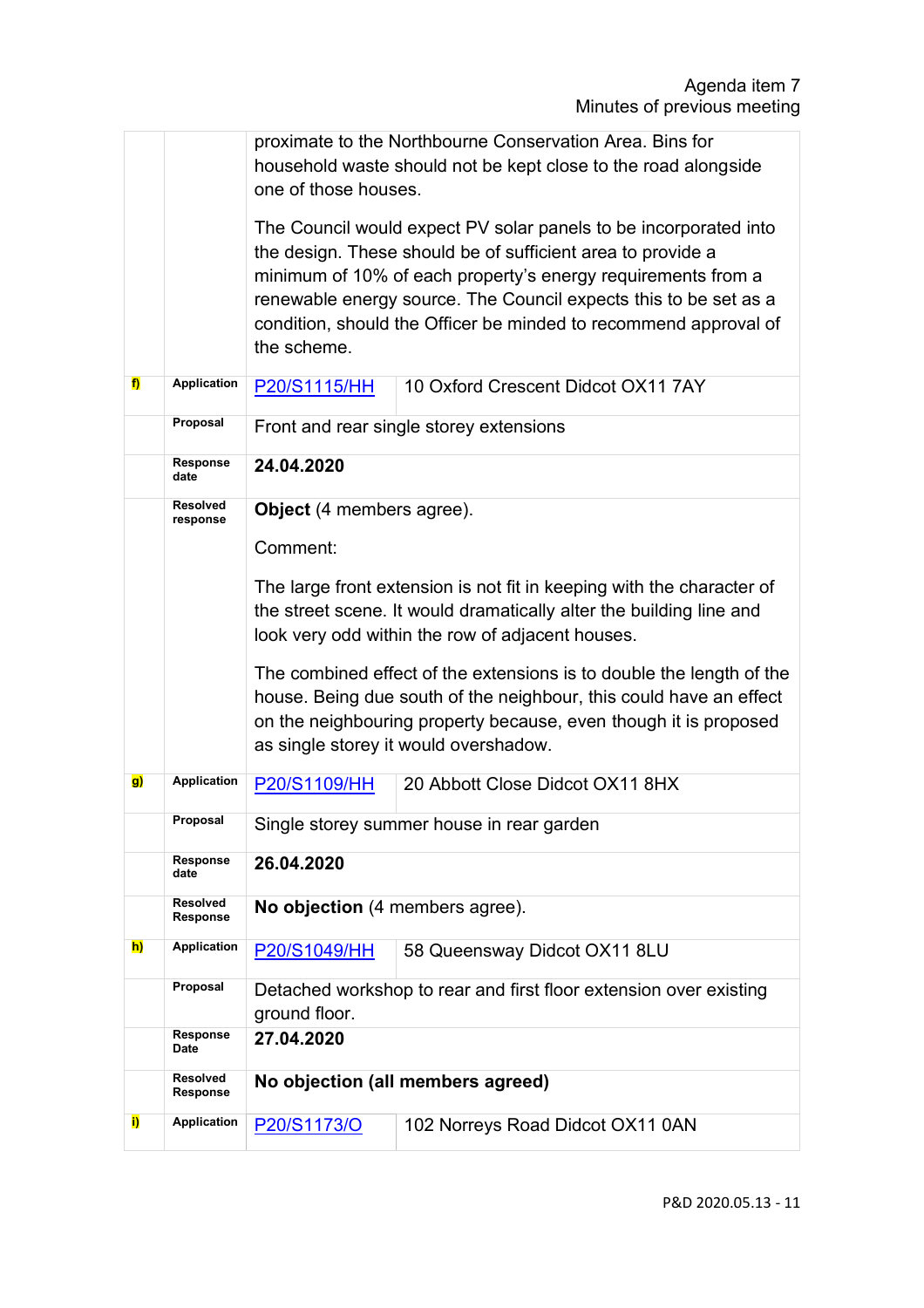| | | | |
|---|---|---|---|
| | | proximate to the Northbourne Conservation Area. Bins for household waste should not be kept close to the road alongside one of those houses.<br><br>The Council would expect PV solar panels to be incorporated into the design. These should be of sufficient area to provide a minimum of 10% of each property's energy requirements from a renewable energy source. The Council expects this to be set as a condition, should the Officer be minded to recommend approval of the scheme. | |
| **f)** | **Application** | P20/S1115/HH | 10 Oxford Crescent Didcot OX11 7AY |
| | **Proposal** | Front and rear single storey extensions | |
| | **Response date** | **24.04.2020** | |
| | **Resolved response** | **Object** (4 members agree).<br><br>Comment:<br><br>The large front extension is not fit in keeping with the character of the street scene. It would dramatically alter the building line and look very odd within the row of adjacent houses.<br><br>The combined effect of the extensions is to double the length of the house. Being due south of the neighbour, this could have an effect on the neighbouring property because, even though it is proposed as single storey it would overshadow. | |
| **g)** | **Application** | P20/S1109/HH | 20 Abbott Close Didcot OX11 8HX |
| | **Proposal** | Single storey summer house in rear garden | |
| | **Response date** | **26.04.2020** | |
| | **Resolved Response** | **No objection** (4 members agree). | |
| **h)** | **Application** | P20/S1049/HH | 58 Queensway Didcot OX11 8LU |
| | **Proposal** | Detached workshop to rear and first floor extension over existing ground floor. | |
| | **Response Date** | **27.04.2020** | |
| | **Resolved Response** | **No objection (all members agreed)** | |
| **i)** | **Application** | P20/S1173/O | 102 Norreys Road Didcot OX11 0AN |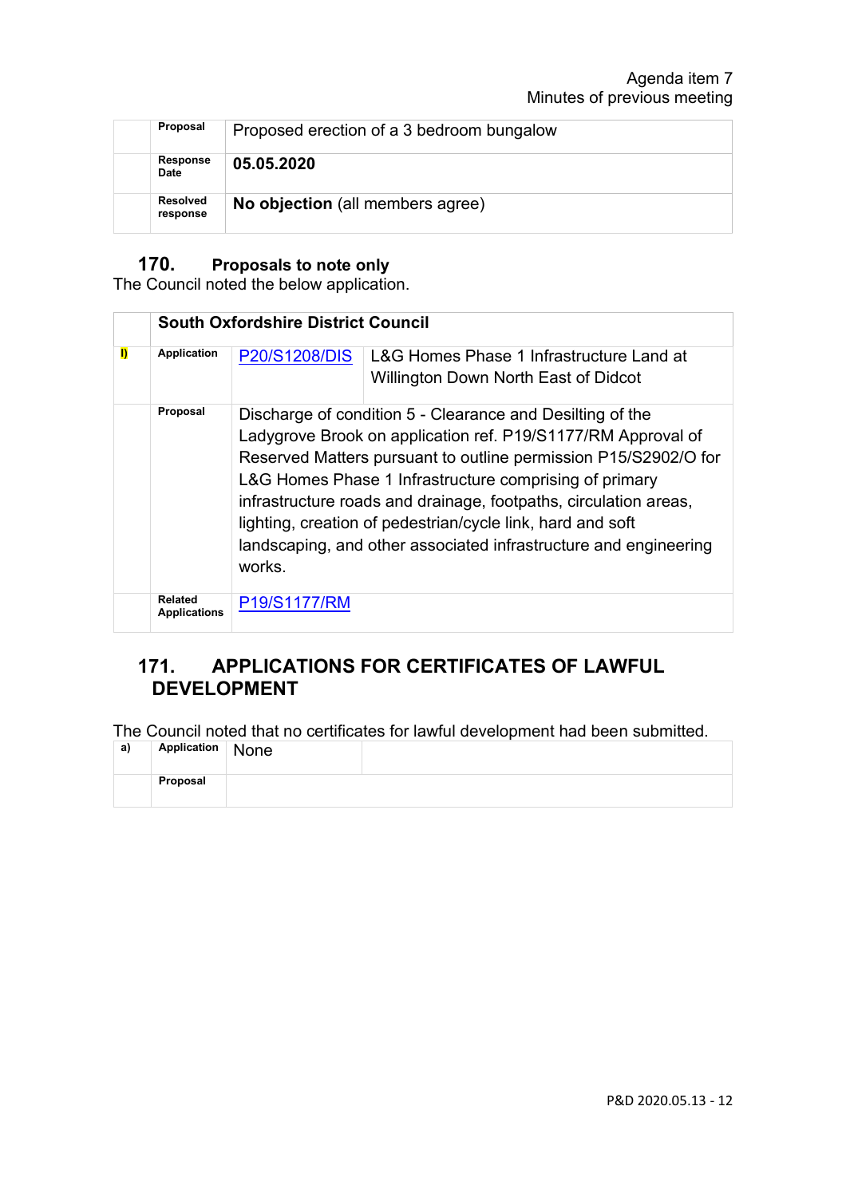| | | |
|---|---|---|
| | **Proposal** | Proposed erection of a 3 bedroom bungalow |
| | **Response Date** | **05.05.2020** |
| | **Resolved response** | **No objection** (all members agree) |

## 170. Proposals to note only

The Council noted the below application.

| | **South Oxfordshire District Council** | | |
|---|---|---|---|
| **I)** | **Application** | P20/S1208/DIS | L&G Homes Phase 1 Infrastructure Land at Willington Down North East of Didcot |
| | **Proposal** | Discharge of condition 5 - Clearance and Desilting of the Ladygrove Brook on application ref. P19/S1177/RM Approval of Reserved Matters pursuant to outline permission P15/S2902/O for L&G Homes Phase 1 Infrastructure comprising of primary infrastructure roads and drainage, footpaths, circulation areas, lighting, creation of pedestrian/cycle link, hard and soft landscaping, and other associated infrastructure and engineering works. | |
| | **Related Applications** | P19/S1177/RM | |

## 171. APPLICATIONS FOR CERTIFICATES OF LAWFUL DEVELOPMENT

The Council noted that no certificates for lawful development had been submitted.

| | | | |
|---|---|---|---|
| **a)** | **Application** | None | |
| | **Proposal** | | |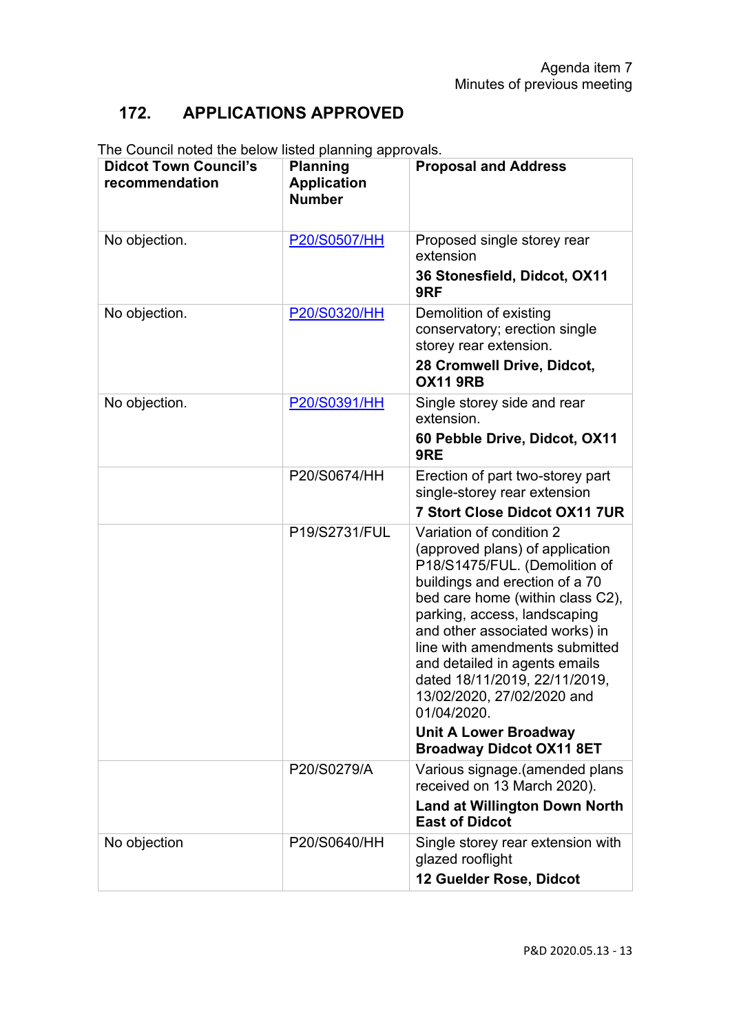Agenda item 7
Minutes of previous meeting

## 172. APPLICATIONS APPROVED

The Council noted the below listed planning approvals.

| Didcot Town Council's recommendation | Planning Application Number | Proposal and Address |
|---|---|---|
| No objection. | P20/S0507/HH | Proposed single storey rear extension<br>**36 Stonesfield, Didcot, OX11 9RF** |
| No objection. | P20/S0320/HH | Demolition of existing conservatory; erection single storey rear extension.<br>**28 Cromwell Drive, Didcot, OX11 9RB** |
| No objection. | P20/S0391/HH | Single storey side and rear extension.<br>**60 Pebble Drive, Didcot, OX11 9RE** |
| | P20/S0674/HH | Erection of part two-storey part single-storey rear extension<br>**7 Stort Close Didcot OX11 7UR** |
| | P19/S2731/FUL | Variation of condition 2 (approved plans) of application P18/S1475/FUL. (Demolition of buildings and erection of a 70 bed care home (within class C2), parking, access, landscaping and other associated works) in line with amendments submitted and detailed in agents emails dated 18/11/2019, 22/11/2019, 13/02/2020, 27/02/2020 and 01/04/2020.<br>**Unit A Lower Broadway Broadway Didcot OX11 8ET** |
| | P20/S0279/A | Various signage.(amended plans received on 13 March 2020).<br>**Land at Willington Down North East of Didcot** |
| No objection | P20/S0640/HH | Single storey rear extension with glazed rooflight<br>**12 Guelder Rose, Didcot** |

P&D 2020.05.13 - 13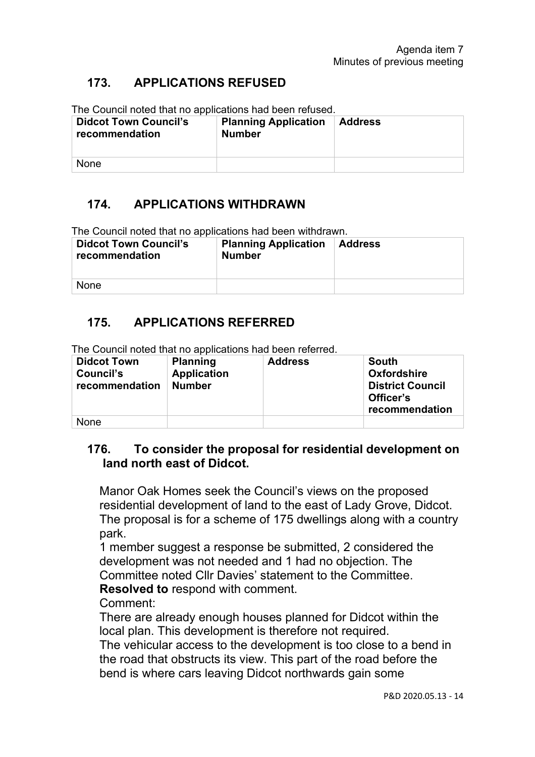Agenda item 7
Minutes of previous meeting

## 173. APPLICATIONS REFUSED

The Council noted that no applications had been refused.

| Didcot Town Council's recommendation | Planning Application Number | Address |
|---|---|---|
| None | | |

## 174. APPLICATIONS WITHDRAWN

The Council noted that no applications had been withdrawn.

| Didcot Town Council's recommendation | Planning Application Number | Address |
|---|---|---|
| None | | |

## 175. APPLICATIONS REFERRED

The Council noted that no applications had been referred.

| Didcot Town Council's recommendation | Planning Application Number | Address | South Oxfordshire District Council Officer's recommendation |
|---|---|---|---|
| None | | | |

## 176. To consider the proposal for residential development on land north east of Didcot.

Manor Oak Homes seek the Council's views on the proposed residential development of land to the east of Lady Grove, Didcot. The proposal is for a scheme of 175 dwellings along with a country park.

1 member suggest a response be submitted, 2 considered the development was not needed and 1 had no objection. The Committee noted Cllr Davies' statement to the Committee.

**Resolved to** respond with comment.

Comment:

There are already enough houses planned for Didcot within the local plan. This development is therefore not required.

The vehicular access to the development is too close to a bend in the road that obstructs its view. This part of the road before the bend is where cars leaving Didcot northwards gain some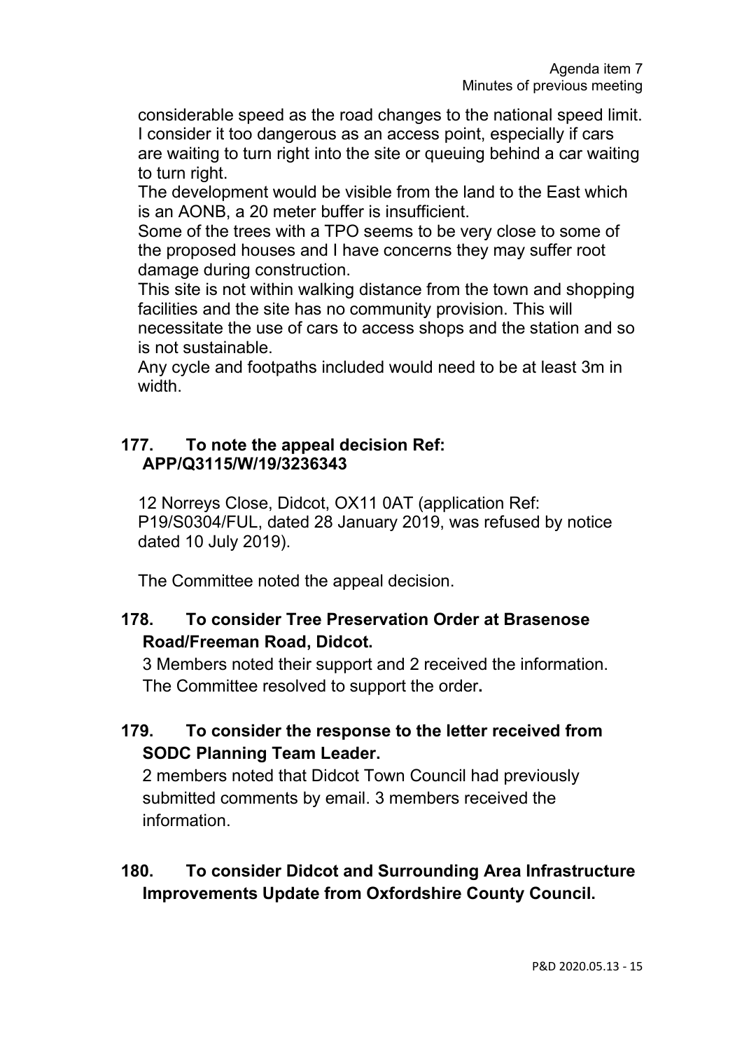considerable speed as the road changes to the national speed limit. I consider it too dangerous as an access point, especially if cars are waiting to turn right into the site or queuing behind a car waiting to turn right.
The development would be visible from the land to the East which is an AONB, a 20 meter buffer is insufficient.
Some of the trees with a TPO seems to be very close to some of the proposed houses and I have concerns they may suffer root damage during construction.
This site is not within walking distance from the town and shopping facilities and the site has no community provision. This will necessitate the use of cars to access shops and the station and so is not sustainable.
Any cycle and footpaths included would need to be at least 3m in width.

## 177. To note the appeal decision Ref: APP/Q3115/W/19/3236343

12 Norreys Close, Didcot, OX11 0AT (application Ref: P19/S0304/FUL, dated 28 January 2019, was refused by notice dated 10 July 2019).

The Committee noted the appeal decision.

## 178. To consider Tree Preservation Order at Brasenose Road/Freeman Road, Didcot.

3 Members noted their support and 2 received the information. The Committee resolved to support the order**.**

## 179. To consider the response to the letter received from SODC Planning Team Leader.

2 members noted that Didcot Town Council had previously submitted comments by email. 3 members received the information.

## 180. To consider Didcot and Surrounding Area Infrastructure Improvements Update from Oxfordshire County Council.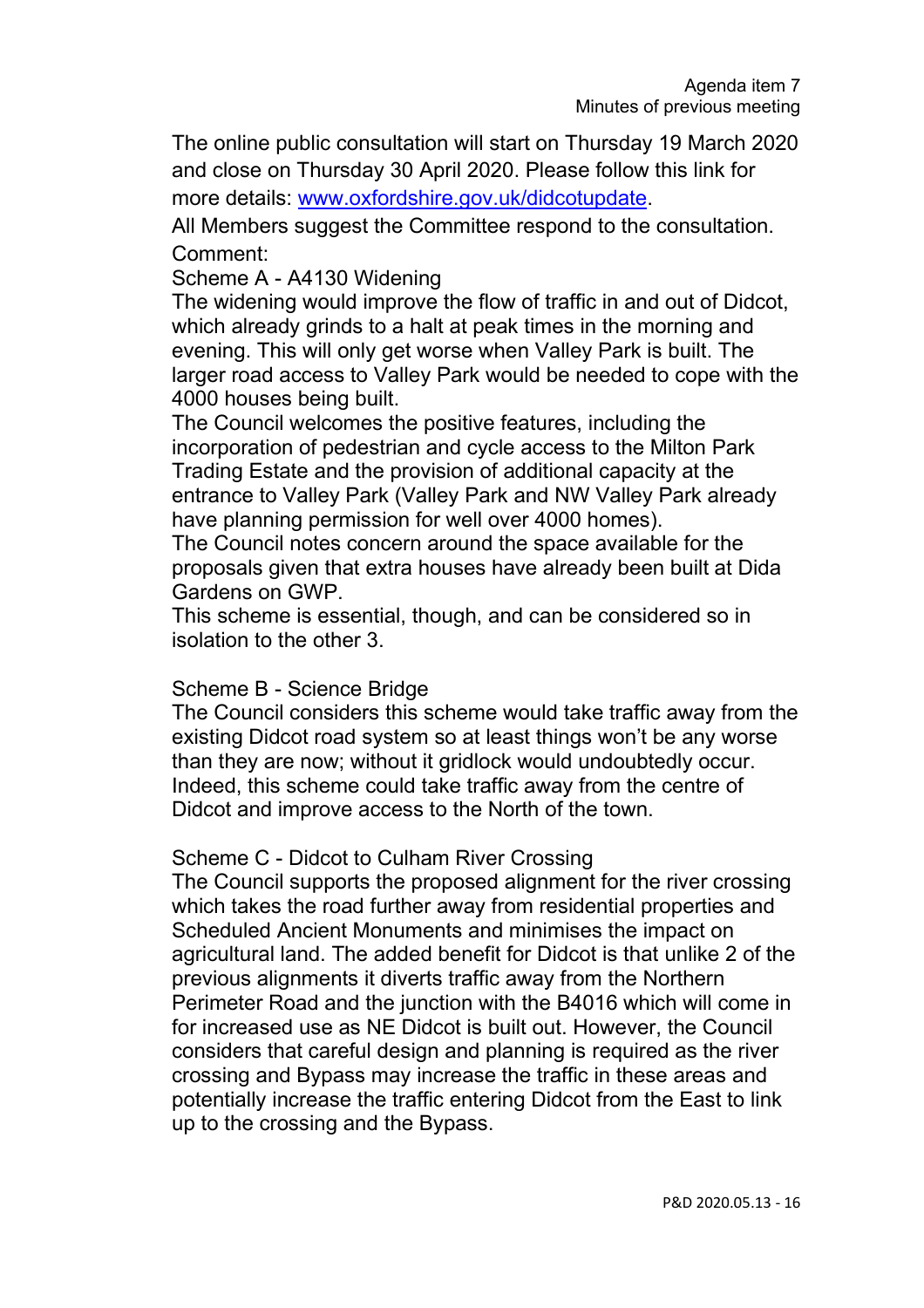The online public consultation will start on Thursday 19 March 2020 and close on Thursday 30 April 2020. Please follow this link for more details: [www.oxfordshire.gov.uk/didcotupdate](http://www.oxfordshire.gov.uk/didcotupdate).

All Members suggest the Committee respond to the consultation.

Comment:

Scheme A - A4130 Widening

The widening would improve the flow of traffic in and out of Didcot, which already grinds to a halt at peak times in the morning and evening. This will only get worse when Valley Park is built. The larger road access to Valley Park would be needed to cope with the 4000 houses being built.

The Council welcomes the positive features, including the incorporation of pedestrian and cycle access to the Milton Park Trading Estate and the provision of additional capacity at the entrance to Valley Park (Valley Park and NW Valley Park already have planning permission for well over 4000 homes).

The Council notes concern around the space available for the proposals given that extra houses have already been built at Dida Gardens on GWP.

This scheme is essential, though, and can be considered so in isolation to the other 3.

Scheme B - Science Bridge

The Council considers this scheme would take traffic away from the existing Didcot road system so at least things won't be any worse than they are now; without it gridlock would undoubtedly occur. Indeed, this scheme could take traffic away from the centre of Didcot and improve access to the North of the town.

Scheme C - Didcot to Culham River Crossing

The Council supports the proposed alignment for the river crossing which takes the road further away from residential properties and Scheduled Ancient Monuments and minimises the impact on agricultural land. The added benefit for Didcot is that unlike 2 of the previous alignments it diverts traffic away from the Northern Perimeter Road and the junction with the B4016 which will come in for increased use as NE Didcot is built out. However, the Council considers that careful design and planning is required as the river crossing and Bypass may increase the traffic in these areas and potentially increase the traffic entering Didcot from the East to link up to the crossing and the Bypass.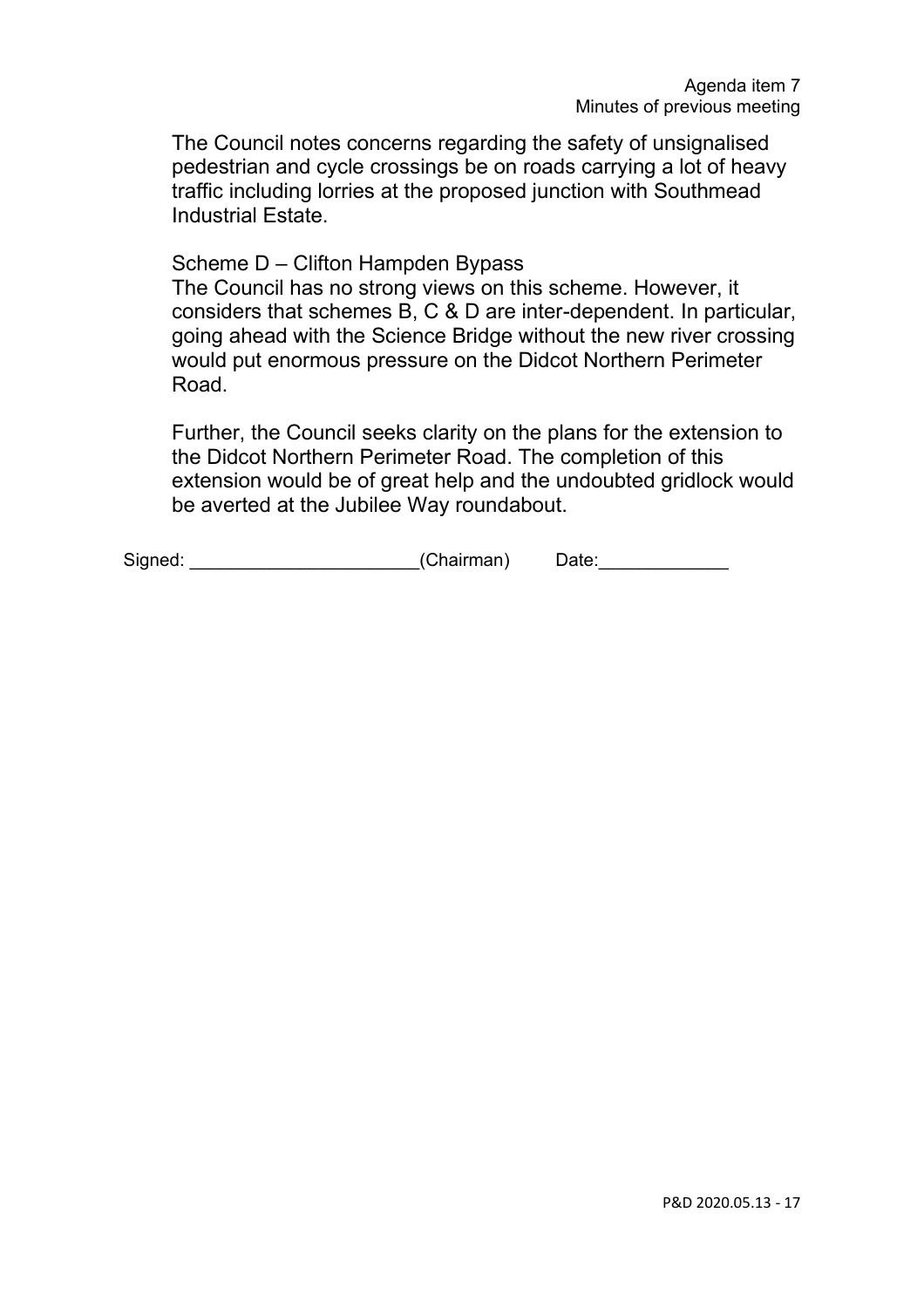The Council notes concerns regarding the safety of unsignalised pedestrian and cycle crossings be on roads carrying a lot of heavy traffic including lorries at the proposed junction with Southmead Industrial Estate.

Scheme D – Clifton Hampden Bypass
The Council has no strong views on this scheme. However, it considers that schemes B, C & D are inter-dependent. In particular, going ahead with the Science Bridge without the new river crossing would put enormous pressure on the Didcot Northern Perimeter Road.

Further, the Council seeks clarity on the plans for the extension to the Didcot Northern Perimeter Road. The completion of this extension would be of great help and the undoubted gridlock would be averted at the Jubilee Way roundabout.

Signed: ______________________(Chairman) Date:_____________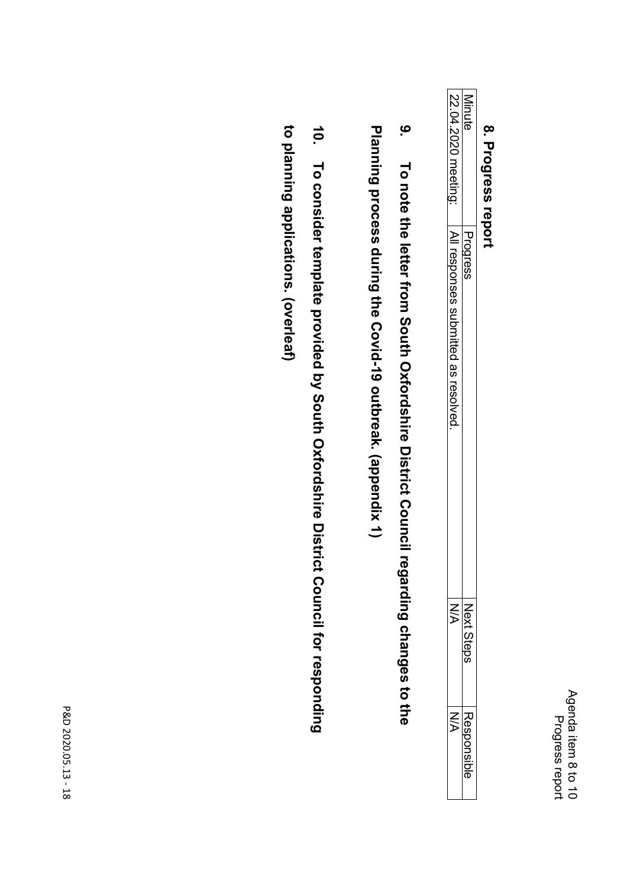Agenda item 8 to 10
Progress report

## 8. Progress report

| Minute | Progress | Next Steps | Responsible |
|---|---|---|---|
| 22.04.2020 meeting: | All responses submitted as resolved. | N/A | N/A |

**9. To note the letter from South Oxfordshire District Council regarding changes to the Planning process during the Covid-19 outbreak. (appendix 1)**

**10. To consider template provided by South Oxfordshire District Council for responding to planning applications. (overleaf)**

P&D 2020.05.13 - 18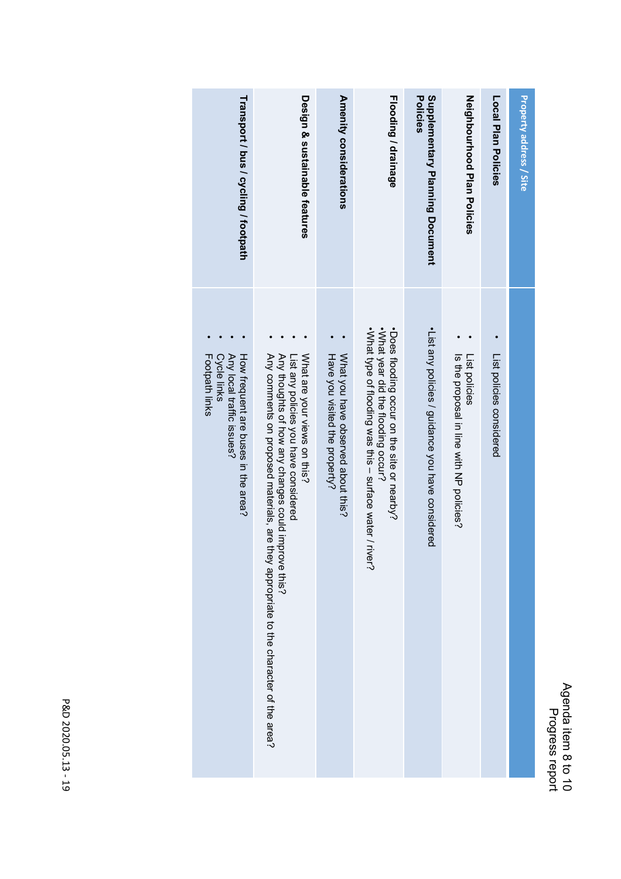Agenda item 8 to 10
Progress report

| Property address / Site | |
|---|---|
| **Local Plan Policies** | • List policies considered |
| **Neighbourhood Plan Policies** | • List policies<br>• Is the proposal in line with NP policies? |
| **Supplementary Planning Document Policies** | •List any policies / guidance you have considered |
| **Flooding / drainage** | •Does flooding occur on the site or nearby?<br>•What year did the flooding occur?<br>•What type of flooding was this – surface water / river? |
| **Amenity considerations** | • What you have observed about this?<br>• Have you visited the property? |
| **Design & sustainable features** | • What are your views on this?<br>• List any policies you have considered<br>• Any thoughts of how any changes could improve this?<br>• Any comments on proposed materials, are they appropriate to the character of the area? |
| **Transport / bus / cycling / footpath** | • How frequent are buses in the area?<br>• Any local traffic issues?<br>• Cycle links<br>• Footpath links |

P&D 2020.05.13 - 19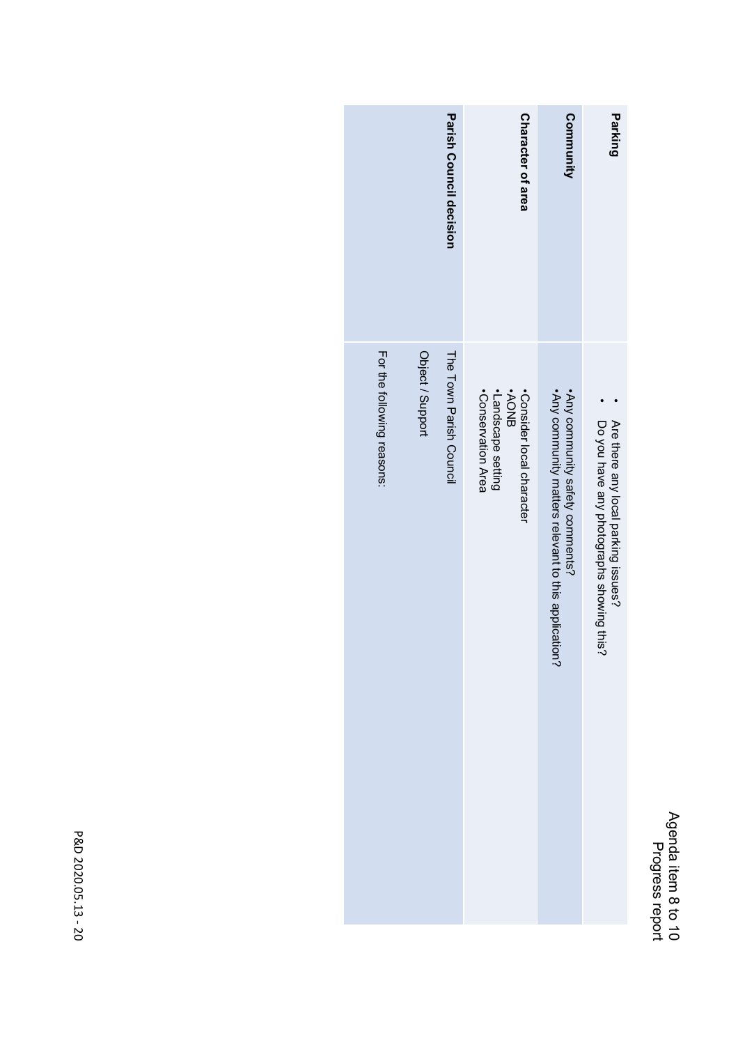| Parking | • Are there any local parking issues?<br>• Do you have any photographs showing this? |
|---|---|
| Community | •Any community safety comments?<br>•Any community matters relevant to this application? |
| Character of area | •Consider local character<br>•AONB<br>•Landscape setting<br>•Conservation Area |
| Parish Council decision | The Town Parish Council<br><br>Object / Support<br><br>For the following reasons: |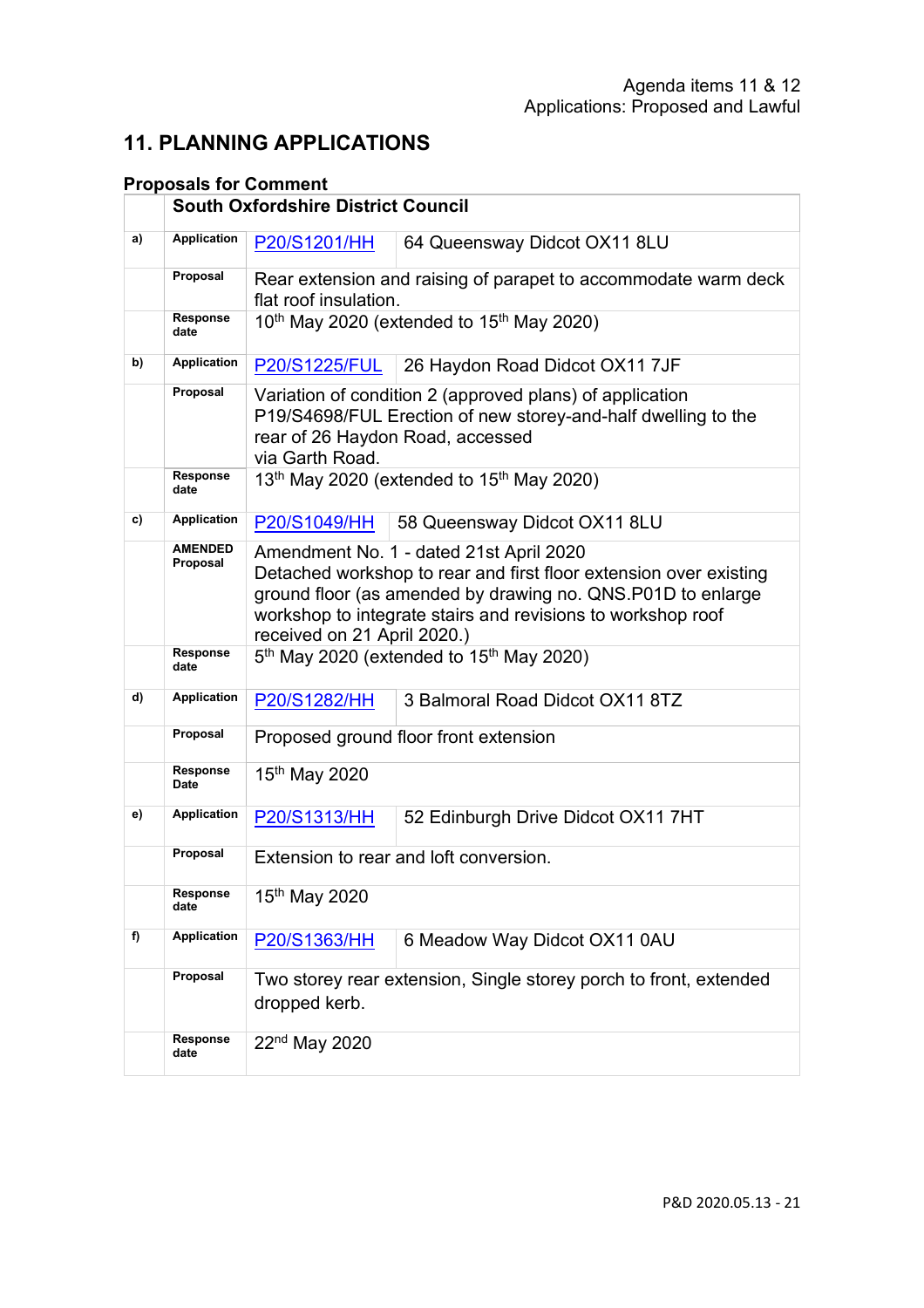Agenda items 11 & 12
Applications: Proposed and Lawful

## 11. PLANNING APPLICATIONS

### Proposals for Comment

| | South Oxfordshire District Council | | |
|---|---|---|---|
| a) | **Application** | P20/S1201/HH | 64 Queensway Didcot OX11 8LU |
| | **Proposal** | Rear extension and raising of parapet to accommodate warm deck flat roof insulation. | |
| | **Response date** | 10th May 2020 (extended to 15th May 2020) | |
| b) | **Application** | P20/S1225/FUL | 26 Haydon Road Didcot OX11 7JF |
| | **Proposal** | Variation of condition 2 (approved plans) of application P19/S4698/FUL Erection of new storey-and-half dwelling to the rear of 26 Haydon Road, accessed via Garth Road. | |
| | **Response date** | 13th May 2020 (extended to 15th May 2020) | |
| c) | **Application** | P20/S1049/HH | 58 Queensway Didcot OX11 8LU |
| | **AMENDED Proposal** | Amendment No. 1 - dated 21st April 2020 Detached workshop to rear and first floor extension over existing ground floor (as amended by drawing no. QNS.P01D to enlarge workshop to integrate stairs and revisions to workshop roof received on 21 April 2020.) | |
| | **Response date** | 5th May 2020 (extended to 15th May 2020) | |
| d) | **Application** | P20/S1282/HH | 3 Balmoral Road Didcot OX11 8TZ |
| | **Proposal** | Proposed ground floor front extension | |
| | **Response Date** | 15th May 2020 | |
| e) | **Application** | P20/S1313/HH | 52 Edinburgh Drive Didcot OX11 7HT |
| | **Proposal** | Extension to rear and loft conversion. | |
| | **Response date** | 15th May 2020 | |
| f) | **Application** | P20/S1363/HH | 6 Meadow Way Didcot OX11 0AU |
| | **Proposal** | Two storey rear extension, Single storey porch to front, extended dropped kerb. | |
| | **Response date** | 22nd May 2020 | |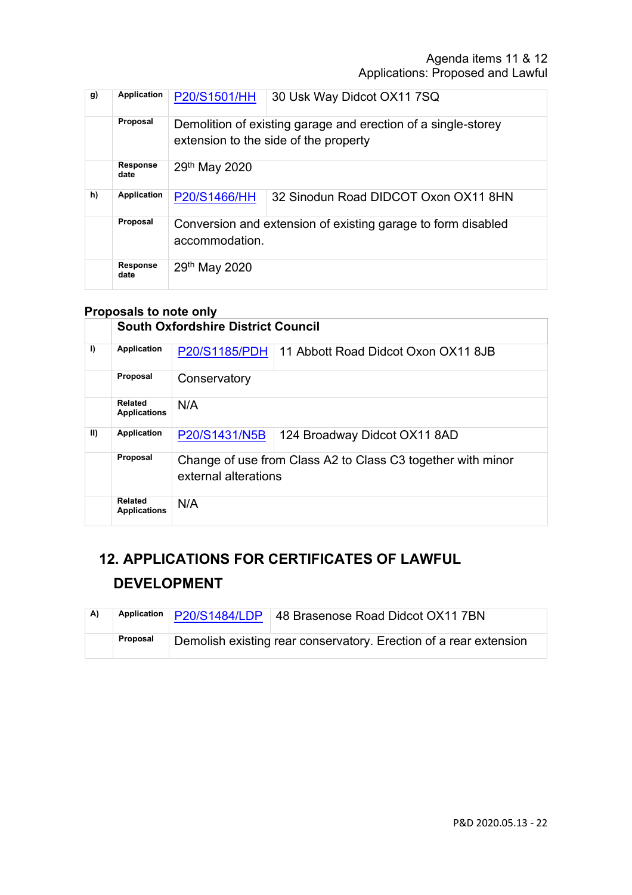| g) | Application | P20/S1501/HH | 30 Usk Way Didcot OX11 7SQ |
|---|---|---|---|
| | Proposal | Demolition of existing garage and erection of a single-storey extension to the side of the property | |
| | Response date | 29th May 2020 | |
| h) | Application | P20/S1466/HH | 32 Sinodun Road DIDCOT Oxon OX11 8HN |
| | Proposal | Conversion and extension of existing garage to form disabled accommodation. | |
| | Response date | 29th May 2020 | |

**Proposals to note only**

| | South Oxfordshire District Council | | |
|---|---|---|---|
| I) | Application | P20/S1185/PDH | 11 Abbott Road Didcot Oxon OX11 8JB |
| | Proposal | Conservatory | |
| | Related Applications | N/A | |
| II) | Application | P20/S1431/N5B | 124 Broadway Didcot OX11 8AD |
| | Proposal | Change of use from Class A2 to Class C3 together with minor external alterations | |
| | Related Applications | N/A | |

## 12. APPLICATIONS FOR CERTIFICATES OF LAWFUL DEVELOPMENT

| A) | Application | P20/S1484/LDP | 48 Brasenose Road Didcot OX11 7BN |
|---|---|---|---|
| | Proposal | Demolish existing rear conservatory. Erection of a rear extension | |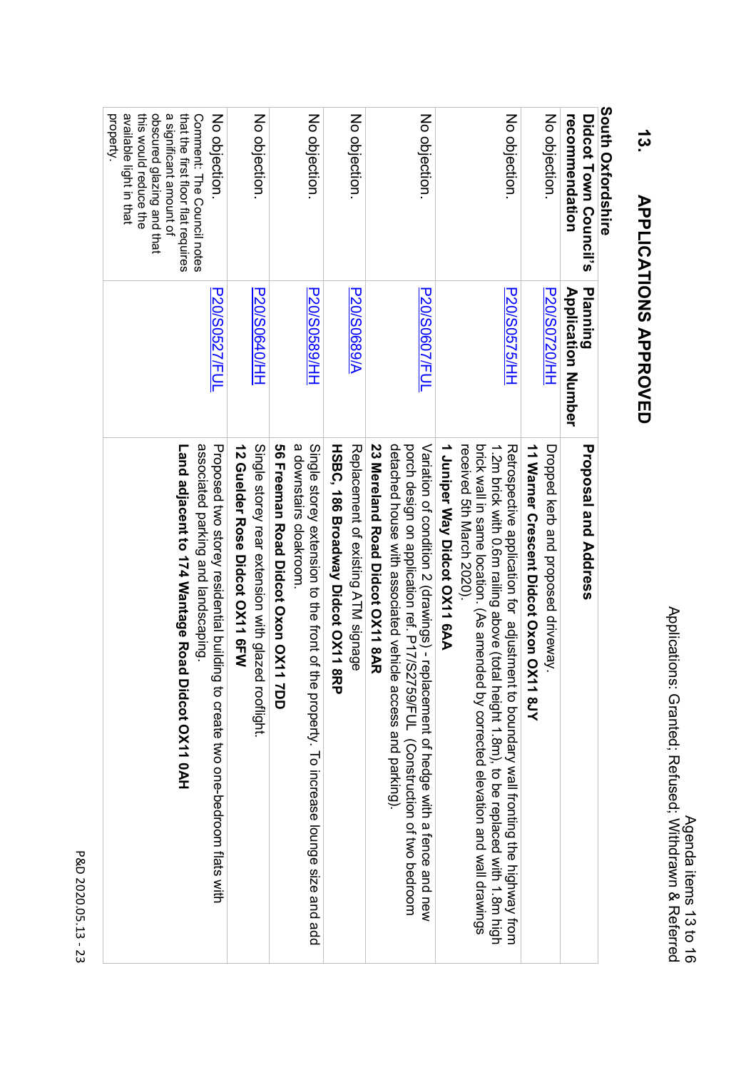Agenda items 13 to 16
Applications: Granted; Refused; Withdrawn & Referred

## 13. APPLICATIONS APPROVED

| South Oxfordshire Didcot Town Council's recommendation | Planning Application Number | Proposal and Address |
|---|---|---|
| No objection. | P20/S0720/HH | Dropped kerb and proposed driveway. **11 Warner Crescent Didcot Oxon OX11 8JY** |
| No objection. | P20/S0575/HH | Retrospective application for adjustment to boundary wall fronting the highway from 1.2m brick with 0.6m railing above (total height 1.8m), to be replaced with 1.8m high brick wall in same location. (As amended by corrected elevation and wall drawings received 5th March 2020). **1 Juniper Way Didcot OX11 6AA** |
| No objection. | P20/S0607/FUL | Variation of condition 2 (drawings) - replacement of hedge with a fence and new porch design on application ref. P17/S2759/FUL (Construction of two bedroom detached house with associated vehicle access and parking). **23 Mereland Road Didcot OX11 8AR** |
| No objection. | P20/S0689/A | Replacement of existing ATM signage **HSBC, 186 Broadway Didcot OX11 8RP** |
| No objection. | P20/S0589/HH | Single storey extension to the front of the property. To increase lounge size and add a downstairs cloakroom. **56 Freeman Road Didcot Oxon OX11 7DD** |
| No objection. | P20/S0640/HH | Single storey rear extension with glazed rooflight. **12 Guelder Rose Didcot OX11 6FW** |
| No objection. Comment: The Council notes that the first floor flat requires a significant amount of obscured glazing and that this would reduce the available light in that property. | P20/S0527/FUL | Proposed two storey residential building to create two one-bedroom flats with associated parking and landscaping. **Land adjacent to 174 Wantage Road Didcot OX11 0AH** |

P&D 2020.05.13 - 23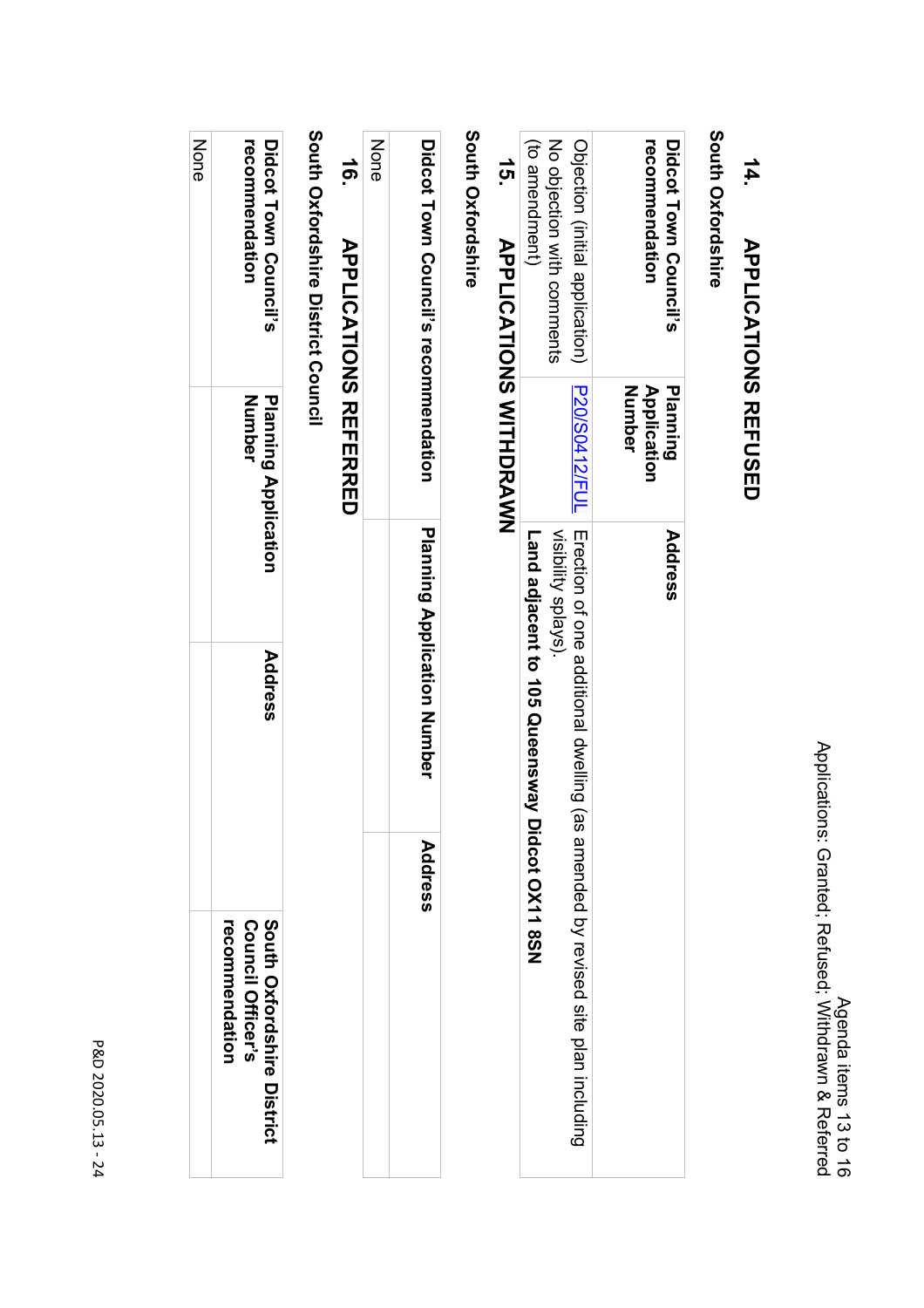## 14. APPLICATIONS REFUSED

**South Oxfordshire**

| Didcot Town Council's recommendation | Planning Application Number | Address |
|---|---|---|
| Objection (initial application) No objection with comments (to amendment) | P20/S0412/FUL | Erection of one additional dwelling (as amended by revised site plan including visibility splays). **Land adjacent to 105 Queensway Didcot OX11 8SN** |

## 15. APPLICATIONS WITHDRAWN

**South Oxfordshire**

| Didcot Town Council's recommendation | Planning Application Number | Address |
|---|---|---|
| None | | |

## 16. APPLICATIONS REFERRED

**South Oxfordshire District Council**

| Didcot Town Council's recommendation | Planning Application Number | Address | South Oxfordshire District Council Officer's recommendation |
|---|---|---|---|
| None | | | |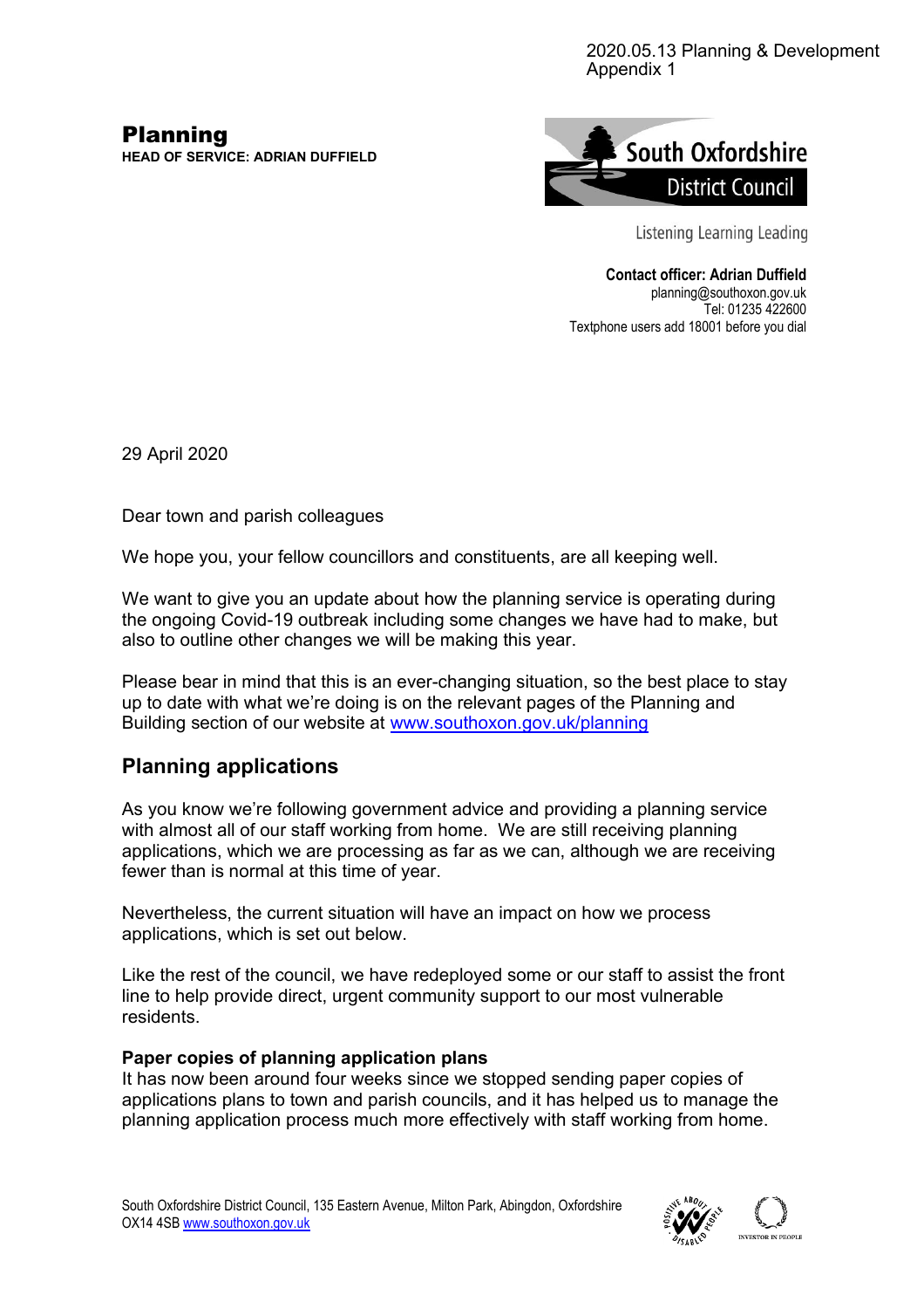2020.05.13 Planning & Development Appendix 1

# Planning

**HEAD OF SERVICE: ADRIAN DUFFIELD**

South Oxfordshire District Council

Listening Learning Leading

**Contact officer: Adrian Duffield**
planning@southoxon.gov.uk
Tel: 01235 422600
Textphone users add 18001 before you dial

29 April 2020

Dear town and parish colleagues

We hope you, your fellow councillors and constituents, are all keeping well.

We want to give you an update about how the planning service is operating during the ongoing Covid-19 outbreak including some changes we have had to make, but also to outline other changes we will be making this year.

Please bear in mind that this is an ever-changing situation, so the best place to stay up to date with what we're doing is on the relevant pages of the Planning and Building section of our website at www.southoxon.gov.uk/planning

## Planning applications

As you know we're following government advice and providing a planning service with almost all of our staff working from home. We are still receiving planning applications, which we are processing as far as we can, although we are receiving fewer than is normal at this time of year.

Nevertheless, the current situation will have an impact on how we process applications, which is set out below.

Like the rest of the council, we have redeployed some or our staff to assist the front line to help provide direct, urgent community support to our most vulnerable residents.

### Paper copies of planning application plans

It has now been around four weeks since we stopped sending paper copies of applications plans to town and parish councils, and it has helped us to manage the planning application process much more effectively with staff working from home.

South Oxfordshire District Council, 135 Eastern Avenue, Milton Park, Abingdon, Oxfordshire OX14 4SB www.southoxon.gov.uk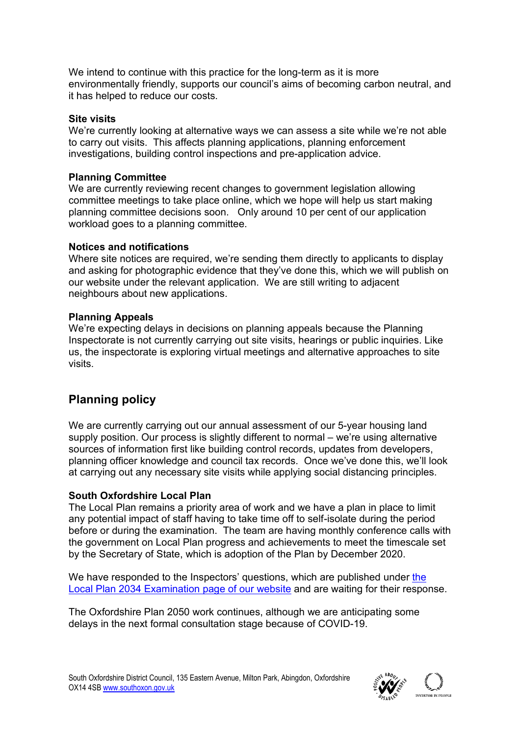We intend to continue with this practice for the long-term as it is more environmentally friendly, supports our council's aims of becoming carbon neutral, and it has helped to reduce our costs.

**Site visits**
We're currently looking at alternative ways we can assess a site while we're not able to carry out visits. This affects planning applications, planning enforcement investigations, building control inspections and pre-application advice.

**Planning Committee**
We are currently reviewing recent changes to government legislation allowing committee meetings to take place online, which we hope will help us start making planning committee decisions soon. Only around 10 per cent of our application workload goes to a planning committee.

**Notices and notifications**
Where site notices are required, we're sending them directly to applicants to display and asking for photographic evidence that they've done this, which we will publish on our website under the relevant application. We are still writing to adjacent neighbours about new applications.

**Planning Appeals**
We're expecting delays in decisions on planning appeals because the Planning Inspectorate is not currently carrying out site visits, hearings or public inquiries. Like us, the inspectorate is exploring virtual meetings and alternative approaches to site visits.

## Planning policy

We are currently carrying out our annual assessment of our 5-year housing land supply position. Our process is slightly different to normal – we're using alternative sources of information first like building control records, updates from developers, planning officer knowledge and council tax records. Once we've done this, we'll look at carrying out any necessary site visits while applying social distancing principles.

**South Oxfordshire Local Plan**
The Local Plan remains a priority area of work and we have a plan in place to limit any potential impact of staff having to take time off to self-isolate during the period before or during the examination. The team are having monthly conference calls with the government on Local Plan progress and achievements to meet the timescale set by the Secretary of State, which is adoption of the Plan by December 2020.

We have responded to the Inspectors' questions, which are published under [the Local Plan 2034 Examination page of our website]() and are waiting for their response.

The Oxfordshire Plan 2050 work continues, although we are anticipating some delays in the next formal consultation stage because of COVID-19.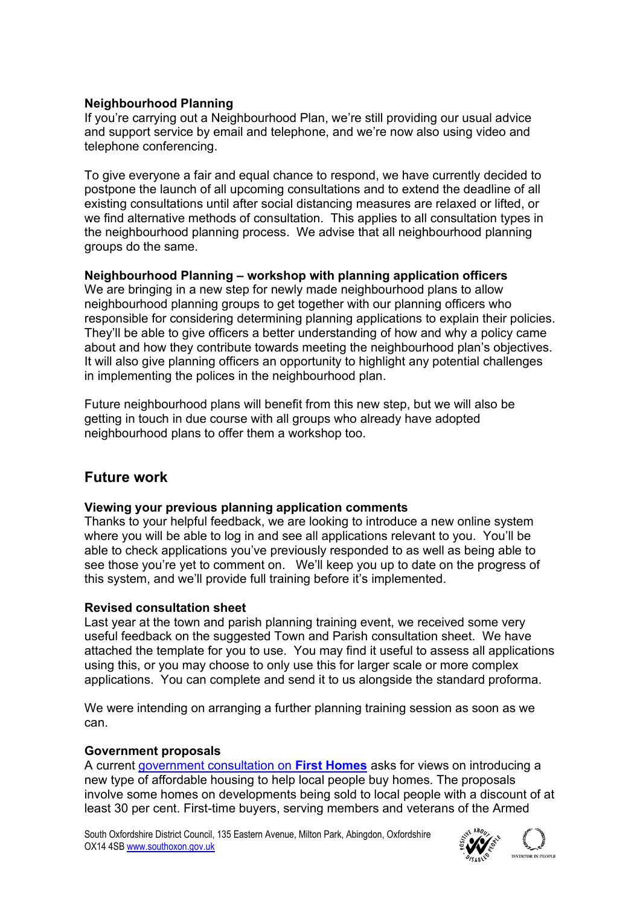**Neighbourhood Planning**
If you're carrying out a Neighbourhood Plan, we're still providing our usual advice and support service by email and telephone, and we're now also using video and telephone conferencing.

To give everyone a fair and equal chance to respond, we have currently decided to postpone the launch of all upcoming consultations and to extend the deadline of all existing consultations until after social distancing measures are relaxed or lifted, or we find alternative methods of consultation. This applies to all consultation types in the neighbourhood planning process. We advise that all neighbourhood planning groups do the same.

**Neighbourhood Planning – workshop with planning application officers**
We are bringing in a new step for newly made neighbourhood plans to allow neighbourhood planning groups to get together with our planning officers who responsible for considering determining planning applications to explain their policies. They'll be able to give officers a better understanding of how and why a policy came about and how they contribute towards meeting the neighbourhood plan's objectives. It will also give planning officers an opportunity to highlight any potential challenges in implementing the polices in the neighbourhood plan.

Future neighbourhood plans will benefit from this new step, but we will also be getting in touch in due course with all groups who already have adopted neighbourhood plans to offer them a workshop too.

## Future work

**Viewing your previous planning application comments**
Thanks to your helpful feedback, we are looking to introduce a new online system where you will be able to log in and see all applications relevant to you. You'll be able to check applications you've previously responded to as well as being able to see those you're yet to comment on. We'll keep you up to date on the progress of this system, and we'll provide full training before it's implemented.

**Revised consultation sheet**
Last year at the town and parish planning training event, we received some very useful feedback on the suggested Town and Parish consultation sheet. We have attached the template for you to use. You may find it useful to assess all applications using this, or you may choose to only use this for larger scale or more complex applications. You can complete and send it to us alongside the standard proforma.

We were intending on arranging a further planning training session as soon as we can.

**Government proposals**
A current government consultation on **First Homes** asks for views on introducing a new type of affordable housing to help local people buy homes. The proposals involve some homes on developments being sold to local people with a discount of at least 30 per cent. First-time buyers, serving members and veterans of the Armed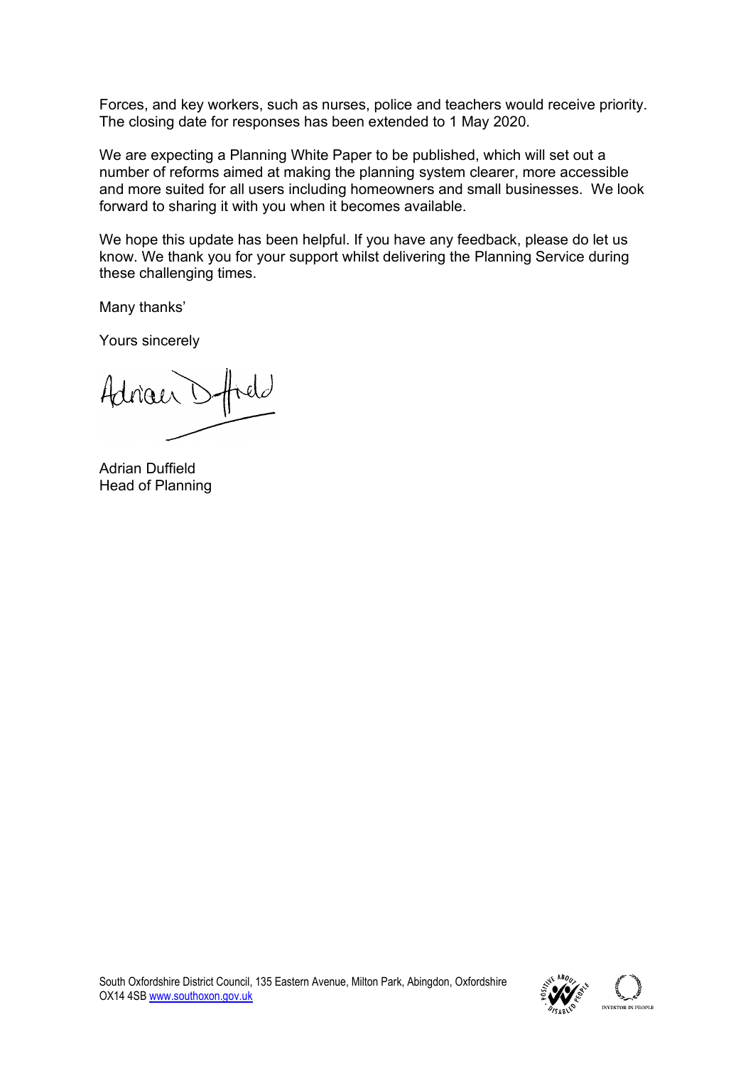Forces, and key workers, such as nurses, police and teachers would receive priority. The closing date for responses has been extended to 1 May 2020.

We are expecting a Planning White Paper to be published, which will set out a number of reforms aimed at making the planning system clearer, more accessible and more suited for all users including homeowners and small businesses. We look forward to sharing it with you when it becomes available.

We hope this update has been helpful. If you have any feedback, please do let us know. We thank you for your support whilst delivering the Planning Service during these challenging times.

Many thanks'

Yours sincerely

Adrian Duffield
Head of Planning

South Oxfordshire District Council, 135 Eastern Avenue, Milton Park, Abingdon, Oxfordshire OX14 4SB www.southoxon.gov.uk